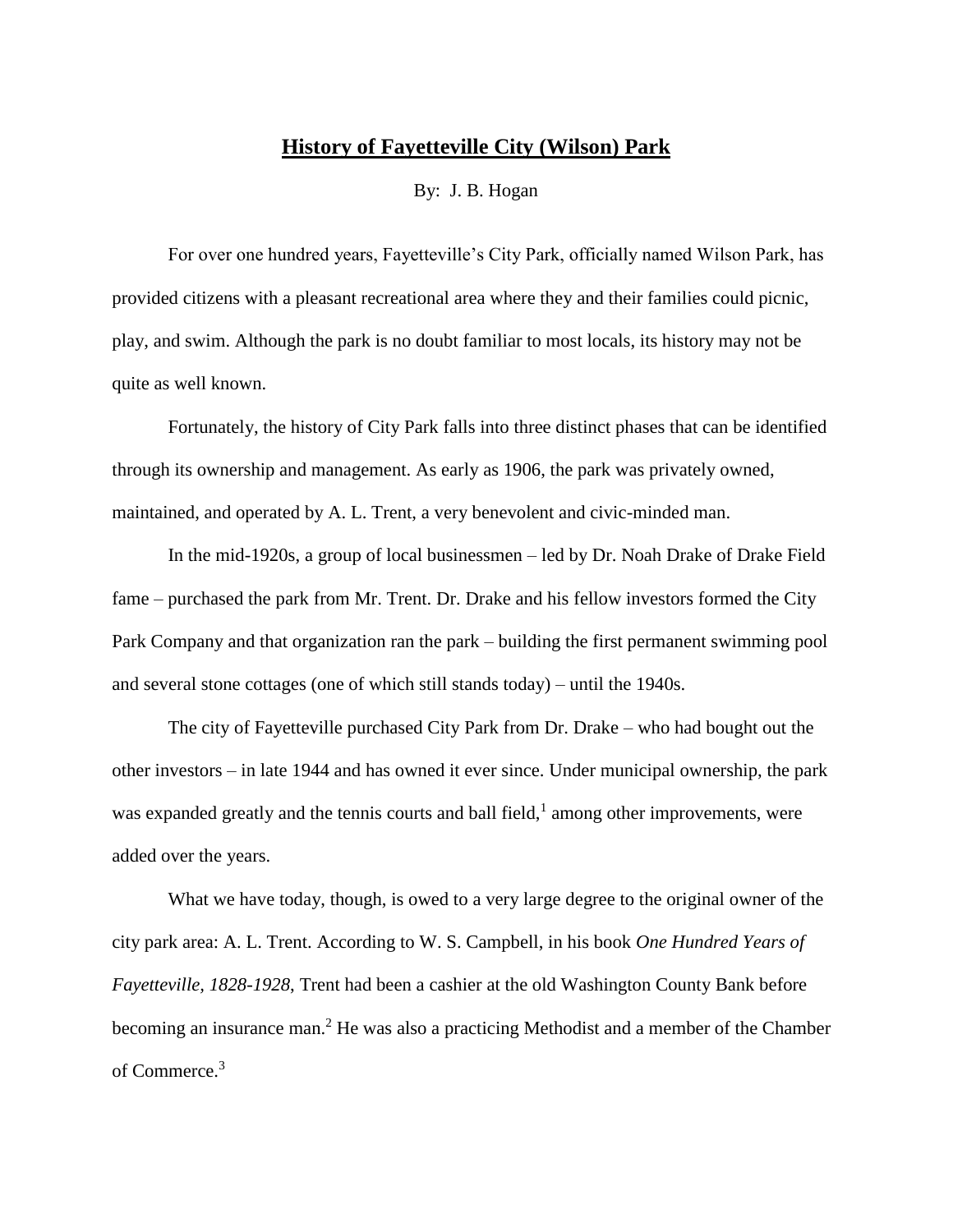# History of Fayetteville City (Wilson) Park

By: J. B. Hogan

For over one hundred years, Fayetteville's City Park, officially named Wilson Park, has provided citizens with a pleasant recreational area where they and their families could picnic, play, and swim. Although the park is no doubt familiar to most locals, its history may not be quite as well known.

Fortunately, the history of City Park falls into three distinct phases that can be identified through its ownership and management. As early as 1906, the park was privately owned, maintained, and operated by A. L. Trent, a very benevolent and civic-minded man.

In the mid-1920s, a group of local businessmen – led by Dr. Noah Drake of Drake Field fame – purchased the park from Mr. Trent. Dr. Drake and his fellow investors formed the City Park Company and that organization ran the park – building the first permanent swimming pool and several stone cottages (one of which still stands today) – until the 1940s.

The city of Fayetteville purchased City Park from Dr. Drake – who had bought out the other investors – in late 1944 and has owned it ever since. Under municipal ownership, the park was expanded greatly and the tennis courts and ball field,[1] among other improvements, were added over the years.

What we have today, though, is owed to a very large degree to the original owner of the city park area: A. L. Trent. According to W. S. Campbell, in his book *One Hundred Years of Fayetteville, 1828-1928*, Trent had been a cashier at the old Washington County Bank before becoming an insurance man.[2] He was also a practicing Methodist and a member of the Chamber of Commerce.[3]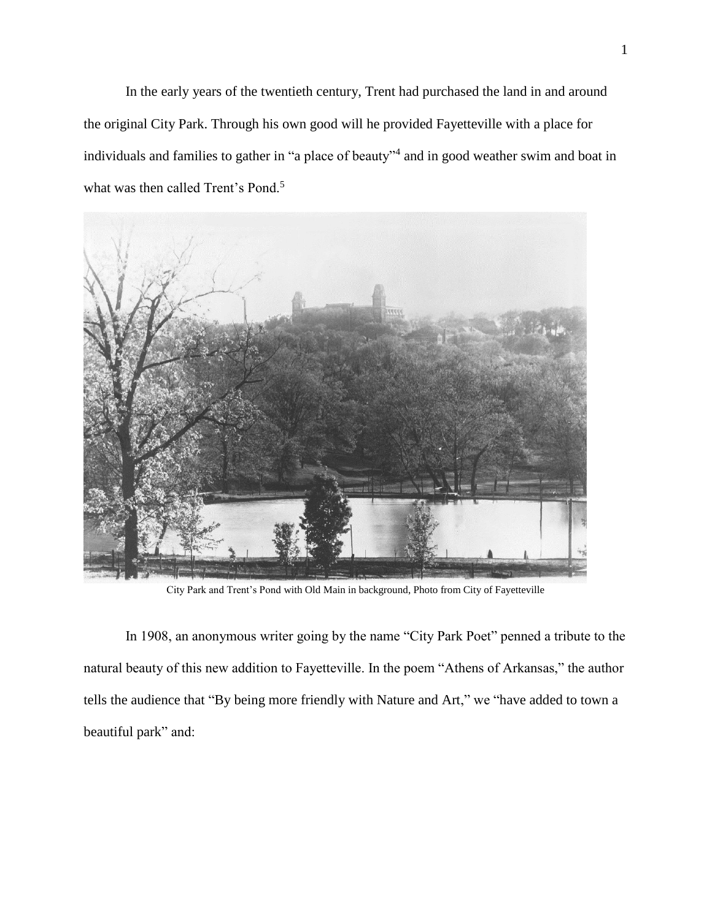In the early years of the twentieth century, Trent had purchased the land in and around the original City Park. Through his own good will he provided Fayetteville with a place for individuals and families to gather in "a place of beauty"[4] and in good weather swim and boat in what was then called Trent's Pond.[5]

City Park and Trent's Pond with Old Main in background, Photo from City of Fayetteville

In 1908, an anonymous writer going by the name "City Park Poet" penned a tribute to the natural beauty of this new addition to Fayetteville. In the poem "Athens of Arkansas," the author tells the audience that "By being more friendly with Nature and Art," we "have added to town a beautiful park" and: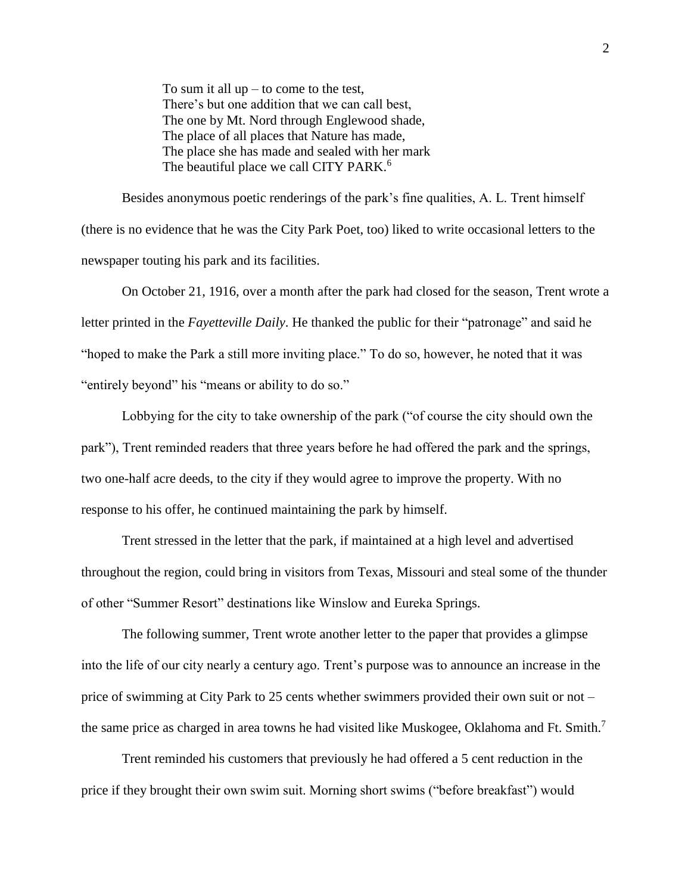To sum it all up – to come to the test,  
There's but one addition that we can call best,  
The one by Mt. Nord through Englewood shade,  
The place of all places that Nature has made,  
The place she has made and sealed with her mark  
The beautiful place we call CITY PARK.[6]

Besides anonymous poetic renderings of the park's fine qualities, A. L. Trent himself (there is no evidence that he was the City Park Poet, too) liked to write occasional letters to the newspaper touting his park and its facilities.

On October 21, 1916, over a month after the park had closed for the season, Trent wrote a letter printed in the *Fayetteville Daily*. He thanked the public for their "patronage" and said he "hoped to make the Park a still more inviting place." To do so, however, he noted that it was "entirely beyond" his "means or ability to do so."

Lobbying for the city to take ownership of the park ("of course the city should own the park"), Trent reminded readers that three years before he had offered the park and the springs, two one-half acre deeds, to the city if they would agree to improve the property. With no response to his offer, he continued maintaining the park by himself.

Trent stressed in the letter that the park, if maintained at a high level and advertised throughout the region, could bring in visitors from Texas, Missouri and steal some of the thunder of other "Summer Resort" destinations like Winslow and Eureka Springs.

The following summer, Trent wrote another letter to the paper that provides a glimpse into the life of our city nearly a century ago. Trent's purpose was to announce an increase in the price of swimming at City Park to 25 cents whether swimmers provided their own suit or not – the same price as charged in area towns he had visited like Muskogee, Oklahoma and Ft. Smith.[7]

Trent reminded his customers that previously he had offered a 5 cent reduction in the price if they brought their own swim suit. Morning short swims ("before breakfast") would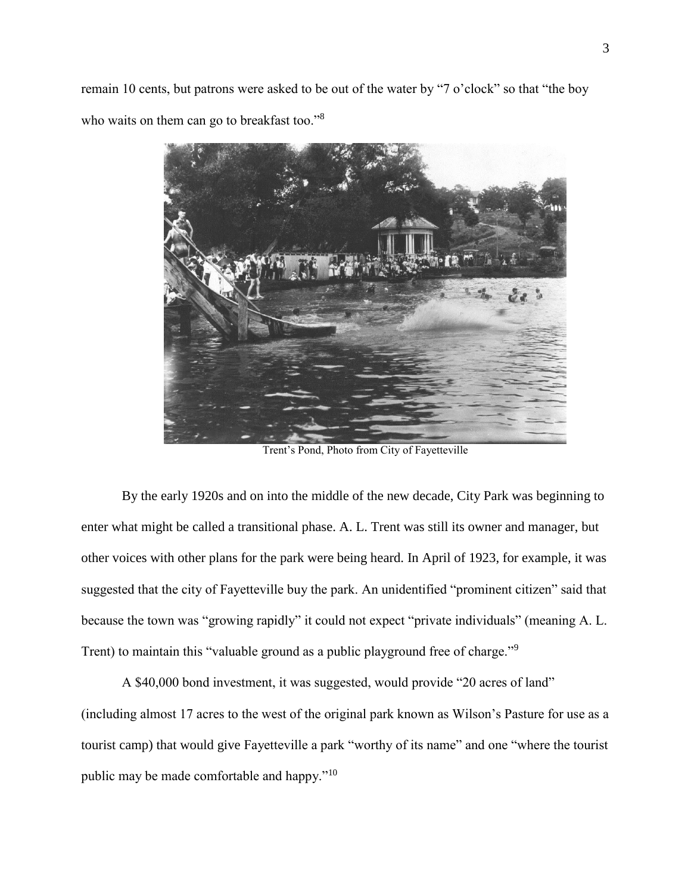remain 10 cents, but patrons were asked to be out of the water by "7 o'clock" so that "the boy who waits on them can go to breakfast too."[8]

Trent's Pond, Photo from City of Fayetteville

By the early 1920s and on into the middle of the new decade, City Park was beginning to enter what might be called a transitional phase. A. L. Trent was still its owner and manager, but other voices with other plans for the park were being heard. In April of 1923, for example, it was suggested that the city of Fayetteville buy the park. An unidentified "prominent citizen" said that because the town was "growing rapidly" it could not expect "private individuals" (meaning A. L. Trent) to maintain this "valuable ground as a public playground free of charge."[9]

A $40,000 bond investment, it was suggested, would provide "20 acres of land" (including almost 17 acres to the west of the original park known as Wilson's Pasture for use as a tourist camp) that would give Fayetteville a park "worthy of its name" and one "where the tourist public may be made comfortable and happy."[10]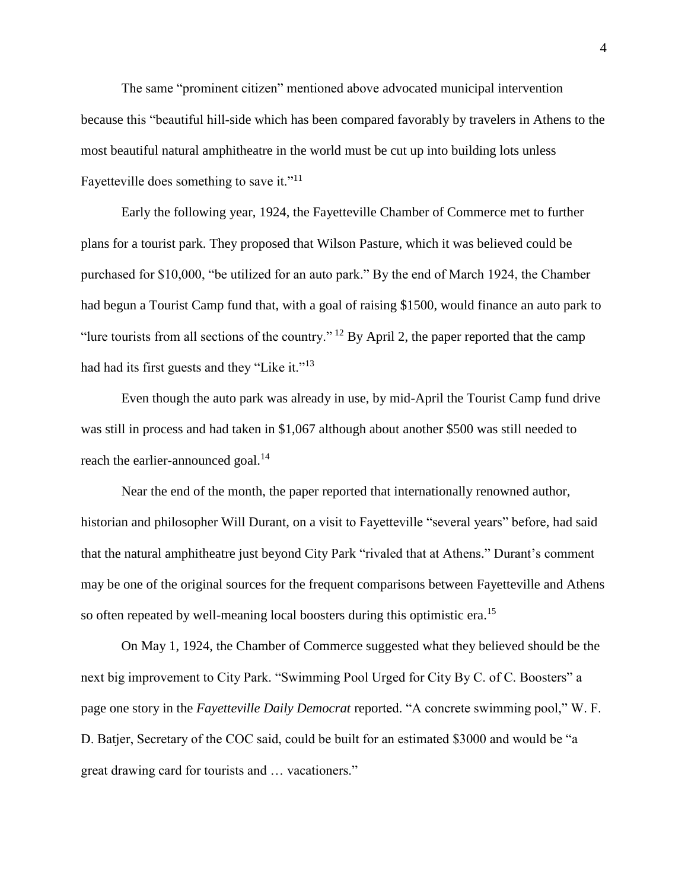The same "prominent citizen" mentioned above advocated municipal intervention because this "beautiful hill-side which has been compared favorably by travelers in Athens to the most beautiful natural amphitheatre in the world must be cut up into building lots unless Fayetteville does something to save it."[11]

Early the following year, 1924, the Fayetteville Chamber of Commerce met to further plans for a tourist park. They proposed that Wilson Pasture, which it was believed could be purchased for $10,000, "be utilized for an auto park." By the end of March 1924, the Chamber had begun a Tourist Camp fund that, with a goal of raising $1500, would finance an auto park to "lure tourists from all sections of the country."[12] By April 2, the paper reported that the camp had had its first guests and they "Like it."[13]

Even though the auto park was already in use, by mid-April the Tourist Camp fund drive was still in process and had taken in $1,067 although about another $500 was still needed to reach the earlier-announced goal.[14]

Near the end of the month, the paper reported that internationally renowned author, historian and philosopher Will Durant, on a visit to Fayetteville "several years" before, had said that the natural amphitheatre just beyond City Park "rivaled that at Athens." Durant's comment may be one of the original sources for the frequent comparisons between Fayetteville and Athens so often repeated by well-meaning local boosters during this optimistic era.[15]

On May 1, 1924, the Chamber of Commerce suggested what they believed should be the next big improvement to City Park. "Swimming Pool Urged for City By C. of C. Boosters" a page one story in the *Fayetteville Daily Democrat* reported. "A concrete swimming pool," W. F. D. Batjer, Secretary of the COC said, could be built for an estimated $3000 and would be "a great drawing card for tourists and … vacationers."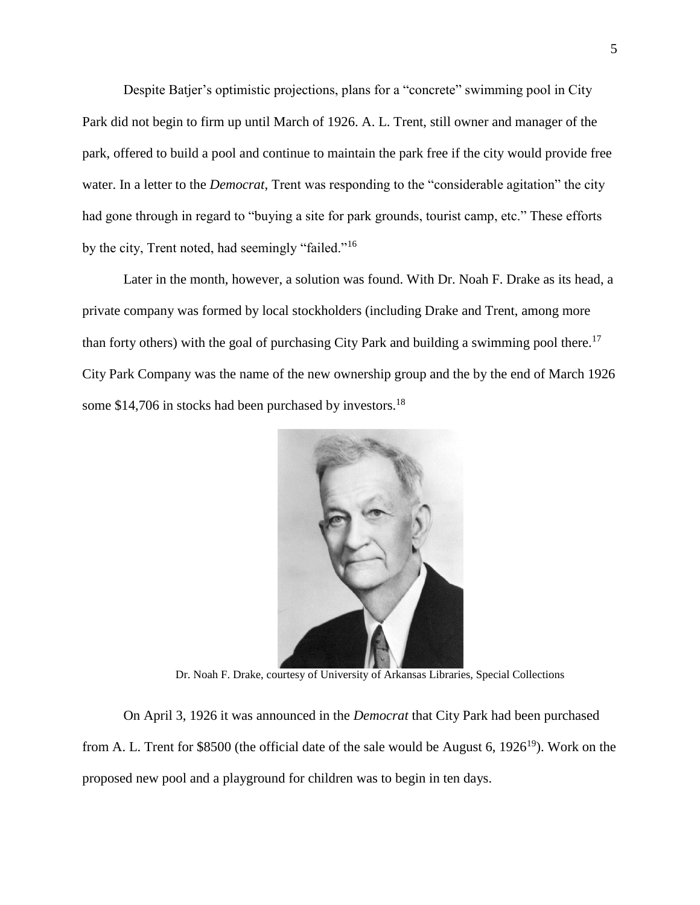Despite Batjer's optimistic projections, plans for a "concrete" swimming pool in City Park did not begin to firm up until March of 1926. A. L. Trent, still owner and manager of the park, offered to build a pool and continue to maintain the park free if the city would provide free water. In a letter to the *Democrat*, Trent was responding to the "considerable agitation" the city had gone through in regard to "buying a site for park grounds, tourist camp, etc." These efforts by the city, Trent noted, had seemingly "failed."[16]

Later in the month, however, a solution was found. With Dr. Noah F. Drake as its head, a private company was formed by local stockholders (including Drake and Trent, among more than forty others) with the goal of purchasing City Park and building a swimming pool there.[17] City Park Company was the name of the new ownership group and the by the end of March 1926 some $14,706 in stocks had been purchased by investors.[18]

Dr. Noah F. Drake, courtesy of University of Arkansas Libraries, Special Collections

On April 3, 1926 it was announced in the *Democrat* that City Park had been purchased from A. L. Trent for $8500 (the official date of the sale would be August 6, 1926[19]). Work on the proposed new pool and a playground for children was to begin in ten days.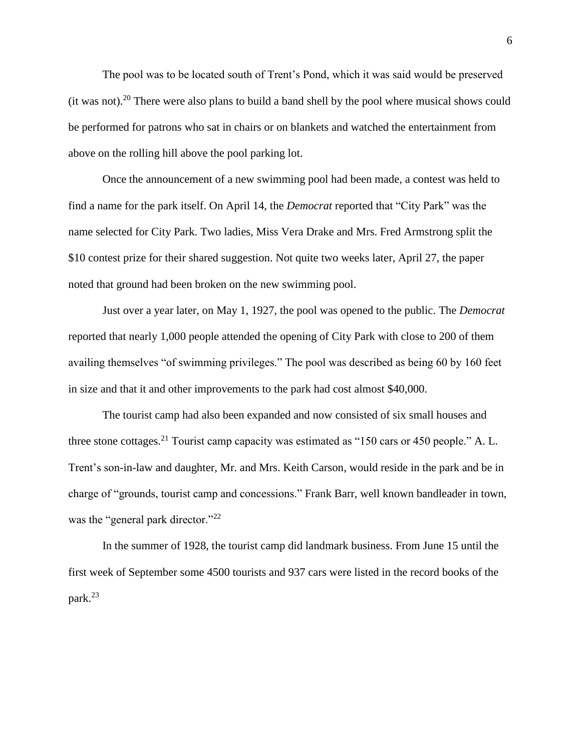The pool was to be located south of Trent's Pond, which it was said would be preserved (it was not).[20] There were also plans to build a band shell by the pool where musical shows could be performed for patrons who sat in chairs or on blankets and watched the entertainment from above on the rolling hill above the pool parking lot.

Once the announcement of a new swimming pool had been made, a contest was held to find a name for the park itself. On April 14, the *Democrat* reported that "City Park" was the name selected for City Park. Two ladies, Miss Vera Drake and Mrs. Fred Armstrong split the $10 contest prize for their shared suggestion. Not quite two weeks later, April 27, the paper noted that ground had been broken on the new swimming pool.

Just over a year later, on May 1, 1927, the pool was opened to the public. The *Democrat* reported that nearly 1,000 people attended the opening of City Park with close to 200 of them availing themselves "of swimming privileges." The pool was described as being 60 by 160 feet in size and that it and other improvements to the park had cost almost $40,000.

The tourist camp had also been expanded and now consisted of six small houses and three stone cottages.[21] Tourist camp capacity was estimated as "150 cars or 450 people." A. L. Trent's son-in-law and daughter, Mr. and Mrs. Keith Carson, would reside in the park and be in charge of "grounds, tourist camp and concessions." Frank Barr, well known bandleader in town, was the "general park director."[22]

In the summer of 1928, the tourist camp did landmark business. From June 15 until the first week of September some 4500 tourists and 937 cars were listed in the record books of the park.[23]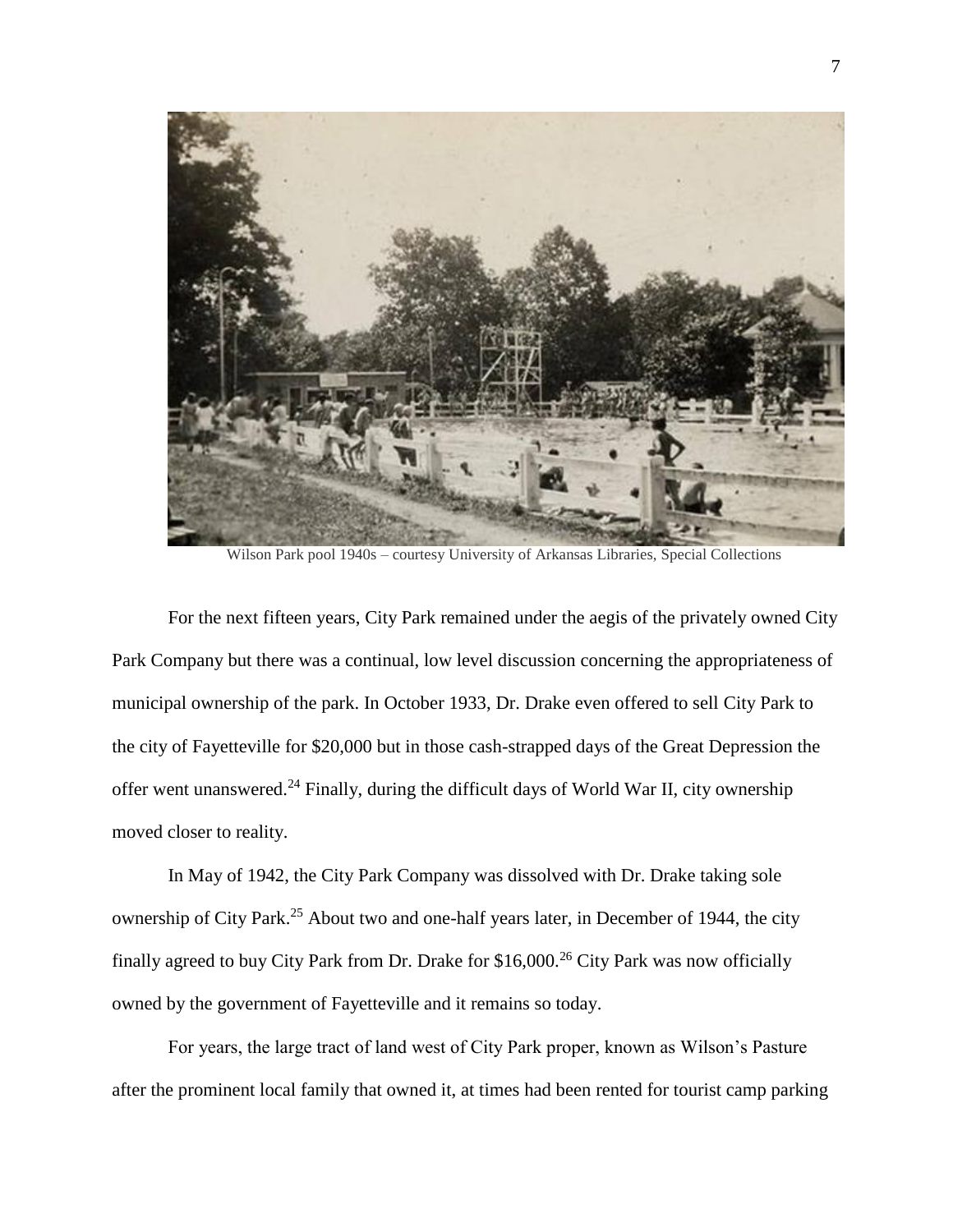Wilson Park pool 1940s – courtesy University of Arkansas Libraries, Special Collections

For the next fifteen years, City Park remained under the aegis of the privately owned City Park Company but there was a continual, low level discussion concerning the appropriateness of municipal ownership of the park. In October 1933, Dr. Drake even offered to sell City Park to the city of Fayetteville for $20,000 but in those cash-strapped days of the Great Depression the offer went unanswered.[24] Finally, during the difficult days of World War II, city ownership moved closer to reality.

In May of 1942, the City Park Company was dissolved with Dr. Drake taking sole ownership of City Park.[25] About two and one-half years later, in December of 1944, the city finally agreed to buy City Park from Dr. Drake for $16,000.[26] City Park was now officially owned by the government of Fayetteville and it remains so today.

For years, the large tract of land west of City Park proper, known as Wilson's Pasture after the prominent local family that owned it, at times had been rented for tourist camp parking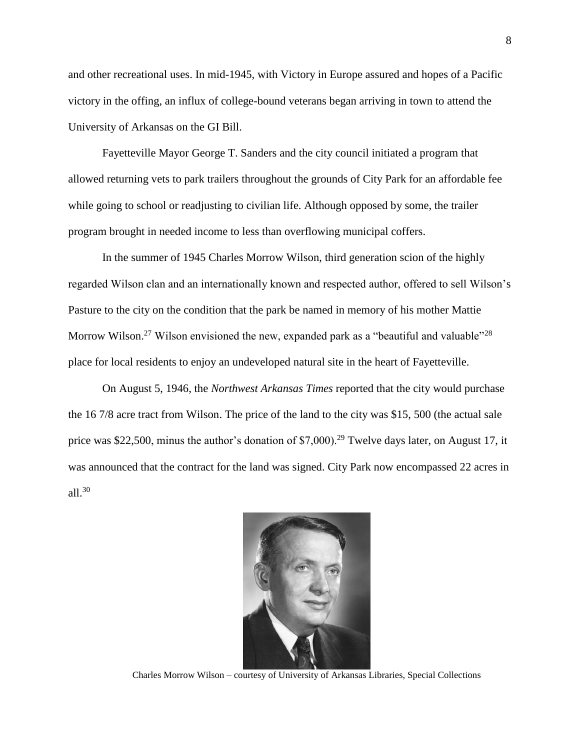and other recreational uses. In mid-1945, with Victory in Europe assured and hopes of a Pacific victory in the offing, an influx of college-bound veterans began arriving in town to attend the University of Arkansas on the GI Bill.

Fayetteville Mayor George T. Sanders and the city council initiated a program that allowed returning vets to park trailers throughout the grounds of City Park for an affordable fee while going to school or readjusting to civilian life. Although opposed by some, the trailer program brought in needed income to less than overflowing municipal coffers.

In the summer of 1945 Charles Morrow Wilson, third generation scion of the highly regarded Wilson clan and an internationally known and respected author, offered to sell Wilson's Pasture to the city on the condition that the park be named in memory of his mother Mattie Morrow Wilson.[27] Wilson envisioned the new, expanded park as a "beautiful and valuable"[28] place for local residents to enjoy an undeveloped natural site in the heart of Fayetteville.

On August 5, 1946, the *Northwest Arkansas Times* reported that the city would purchase the 16 7/8 acre tract from Wilson. The price of the land to the city was $15, 500 (the actual sale price was $22,500, minus the author's donation of $7,000).[29] Twelve days later, on August 17, it was announced that the contract for the land was signed. City Park now encompassed 22 acres in all.[30]

Charles Morrow Wilson – courtesy of University of Arkansas Libraries, Special Collections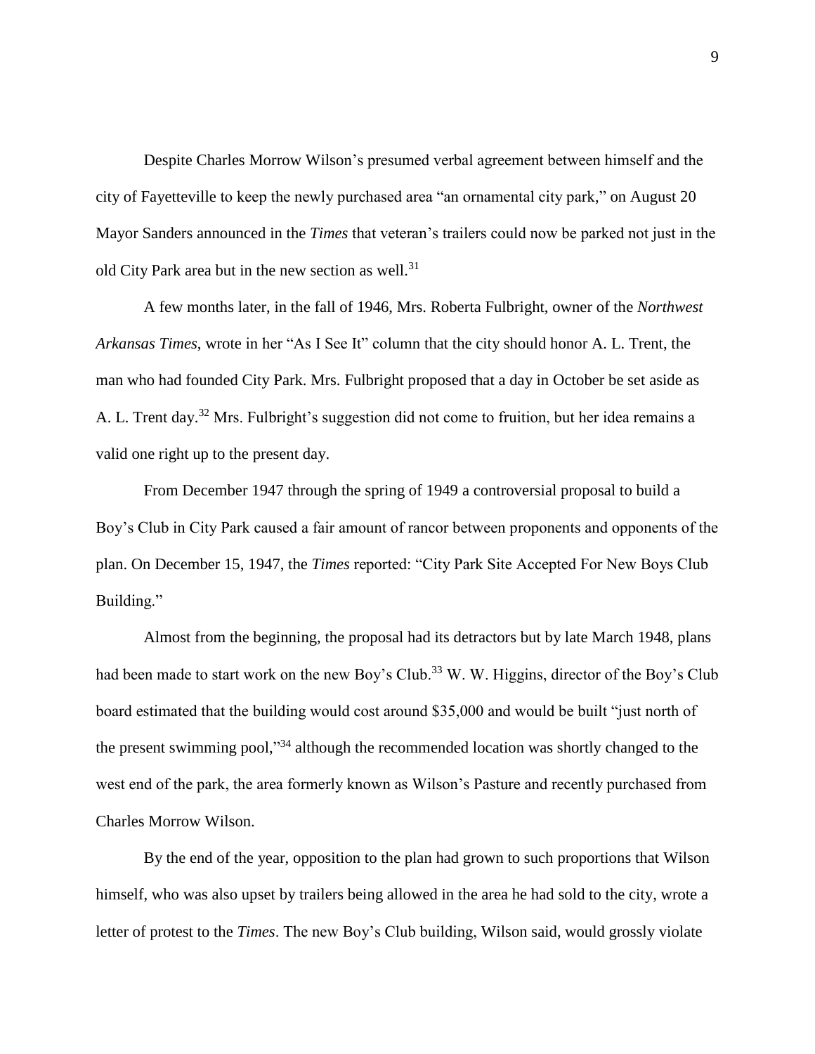Despite Charles Morrow Wilson's presumed verbal agreement between himself and the city of Fayetteville to keep the newly purchased area "an ornamental city park," on August 20 Mayor Sanders announced in the *Times* that veteran's trailers could now be parked not just in the old City Park area but in the new section as well.[31]

A few months later, in the fall of 1946, Mrs. Roberta Fulbright, owner of the *Northwest Arkansas Times*, wrote in her "As I See It" column that the city should honor A. L. Trent, the man who had founded City Park. Mrs. Fulbright proposed that a day in October be set aside as A. L. Trent day.[32] Mrs. Fulbright's suggestion did not come to fruition, but her idea remains a valid one right up to the present day.

From December 1947 through the spring of 1949 a controversial proposal to build a Boy's Club in City Park caused a fair amount of rancor between proponents and opponents of the plan. On December 15, 1947, the *Times* reported: "City Park Site Accepted For New Boys Club Building."

Almost from the beginning, the proposal had its detractors but by late March 1948, plans had been made to start work on the new Boy's Club.[33] W. W. Higgins, director of the Boy's Club board estimated that the building would cost around $35,000 and would be built "just north of the present swimming pool,"[34] although the recommended location was shortly changed to the west end of the park, the area formerly known as Wilson's Pasture and recently purchased from Charles Morrow Wilson.

By the end of the year, opposition to the plan had grown to such proportions that Wilson himself, who was also upset by trailers being allowed in the area he had sold to the city, wrote a letter of protest to the *Times*. The new Boy's Club building, Wilson said, would grossly violate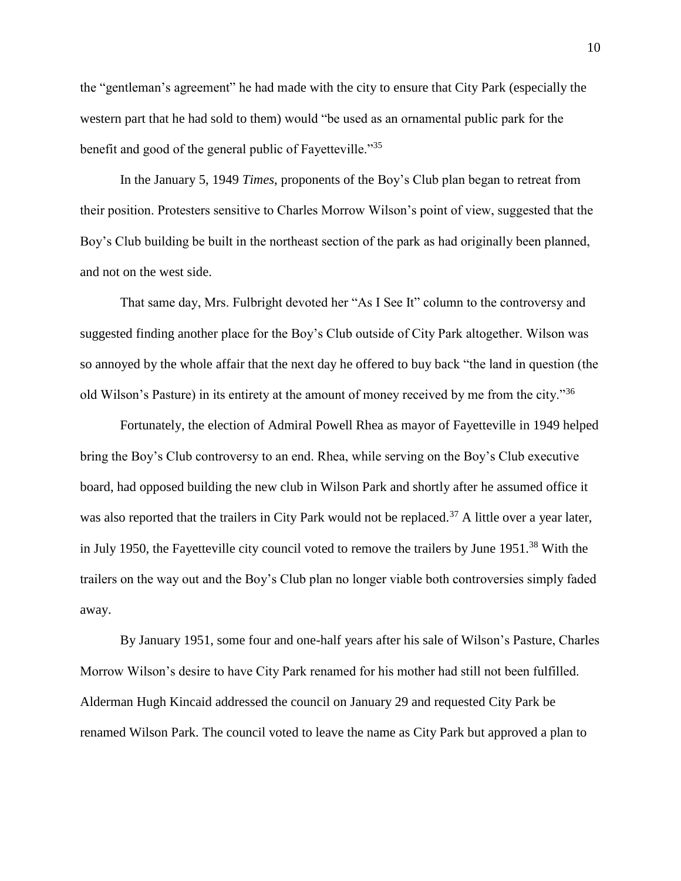the "gentleman's agreement" he had made with the city to ensure that City Park (especially the western part that he had sold to them) would "be used as an ornamental public park for the benefit and good of the general public of Fayetteville."[35]

In the January 5, 1949 *Times*, proponents of the Boy's Club plan began to retreat from their position. Protesters sensitive to Charles Morrow Wilson's point of view, suggested that the Boy's Club building be built in the northeast section of the park as had originally been planned, and not on the west side.

That same day, Mrs. Fulbright devoted her "As I See It" column to the controversy and suggested finding another place for the Boy's Club outside of City Park altogether. Wilson was so annoyed by the whole affair that the next day he offered to buy back "the land in question (the old Wilson's Pasture) in its entirety at the amount of money received by me from the city."[36]

Fortunately, the election of Admiral Powell Rhea as mayor of Fayetteville in 1949 helped bring the Boy's Club controversy to an end. Rhea, while serving on the Boy's Club executive board, had opposed building the new club in Wilson Park and shortly after he assumed office it was also reported that the trailers in City Park would not be replaced.[37] A little over a year later, in July 1950, the Fayetteville city council voted to remove the trailers by June 1951.[38] With the trailers on the way out and the Boy's Club plan no longer viable both controversies simply faded away.

By January 1951, some four and one-half years after his sale of Wilson's Pasture, Charles Morrow Wilson's desire to have City Park renamed for his mother had still not been fulfilled. Alderman Hugh Kincaid addressed the council on January 29 and requested City Park be renamed Wilson Park. The council voted to leave the name as City Park but approved a plan to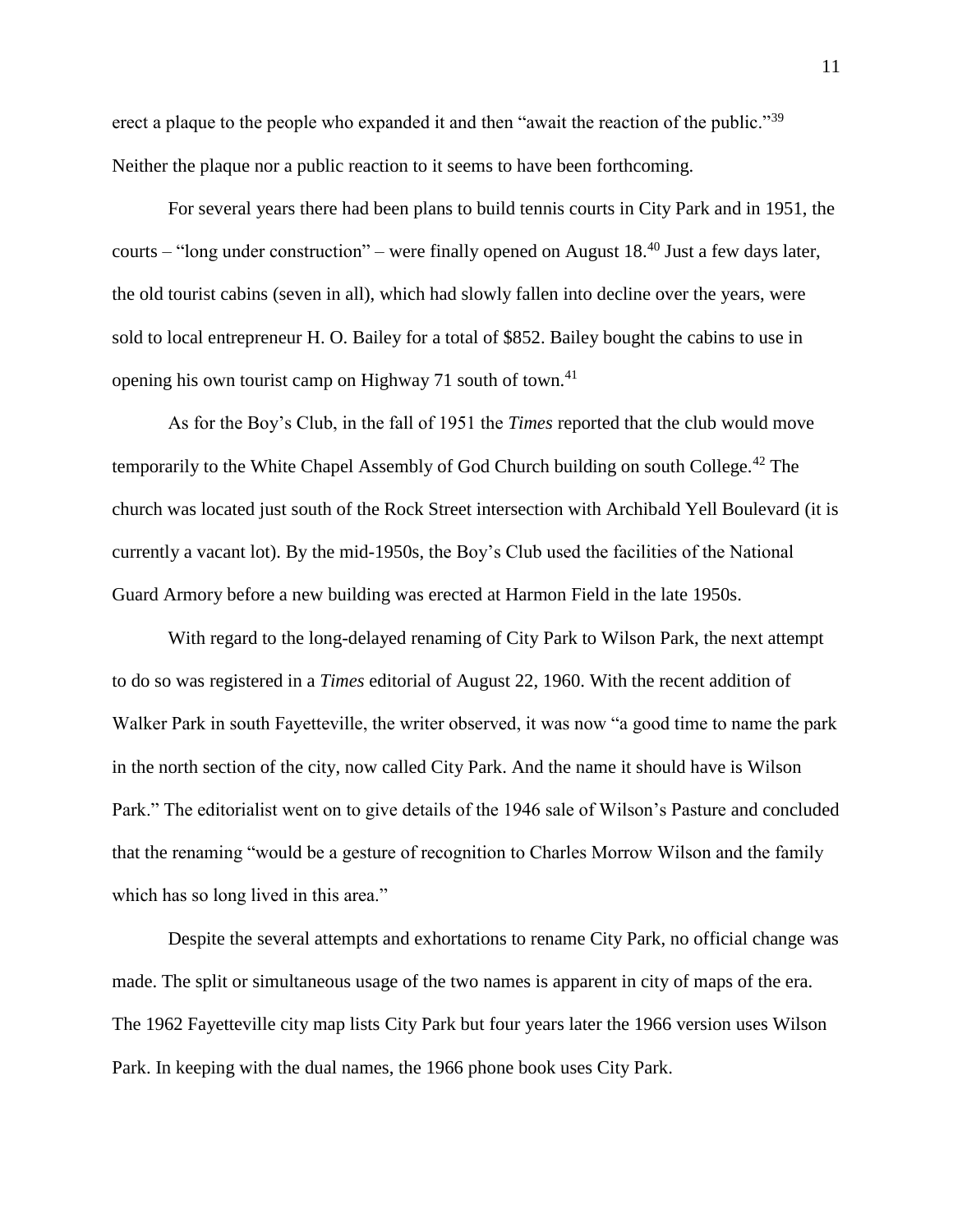erect a plaque to the people who expanded it and then "await the reaction of the public."[39] Neither the plaque nor a public reaction to it seems to have been forthcoming.

For several years there had been plans to build tennis courts in City Park and in 1951, the courts – "long under construction" – were finally opened on August 18.[40] Just a few days later, the old tourist cabins (seven in all), which had slowly fallen into decline over the years, were sold to local entrepreneur H. O. Bailey for a total of $852. Bailey bought the cabins to use in opening his own tourist camp on Highway 71 south of town.[41]

As for the Boy's Club, in the fall of 1951 the *Times* reported that the club would move temporarily to the White Chapel Assembly of God Church building on south College.[42] The church was located just south of the Rock Street intersection with Archibald Yell Boulevard (it is currently a vacant lot). By the mid-1950s, the Boy's Club used the facilities of the National Guard Armory before a new building was erected at Harmon Field in the late 1950s.

With regard to the long-delayed renaming of City Park to Wilson Park, the next attempt to do so was registered in a *Times* editorial of August 22, 1960. With the recent addition of Walker Park in south Fayetteville, the writer observed, it was now "a good time to name the park in the north section of the city, now called City Park. And the name it should have is Wilson Park." The editorialist went on to give details of the 1946 sale of Wilson's Pasture and concluded that the renaming "would be a gesture of recognition to Charles Morrow Wilson and the family which has so long lived in this area."

Despite the several attempts and exhortations to rename City Park, no official change was made. The split or simultaneous usage of the two names is apparent in city of maps of the era. The 1962 Fayetteville city map lists City Park but four years later the 1966 version uses Wilson Park. In keeping with the dual names, the 1966 phone book uses City Park.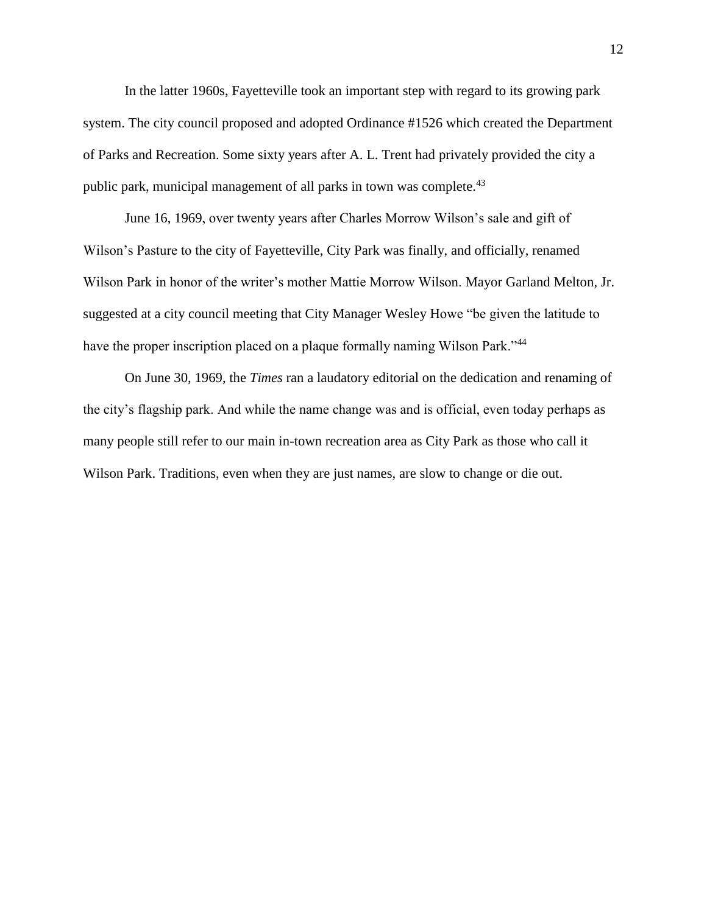In the latter 1960s, Fayetteville took an important step with regard to its growing park system. The city council proposed and adopted Ordinance #1526 which created the Department of Parks and Recreation. Some sixty years after A. L. Trent had privately provided the city a public park, municipal management of all parks in town was complete.[43]

June 16, 1969, over twenty years after Charles Morrow Wilson's sale and gift of Wilson's Pasture to the city of Fayetteville, City Park was finally, and officially, renamed Wilson Park in honor of the writer's mother Mattie Morrow Wilson. Mayor Garland Melton, Jr. suggested at a city council meeting that City Manager Wesley Howe "be given the latitude to have the proper inscription placed on a plaque formally naming Wilson Park."[44]

On June 30, 1969, the *Times* ran a laudatory editorial on the dedication and renaming of the city's flagship park. And while the name change was and is official, even today perhaps as many people still refer to our main in-town recreation area as City Park as those who call it Wilson Park. Traditions, even when they are just names, are slow to change or die out.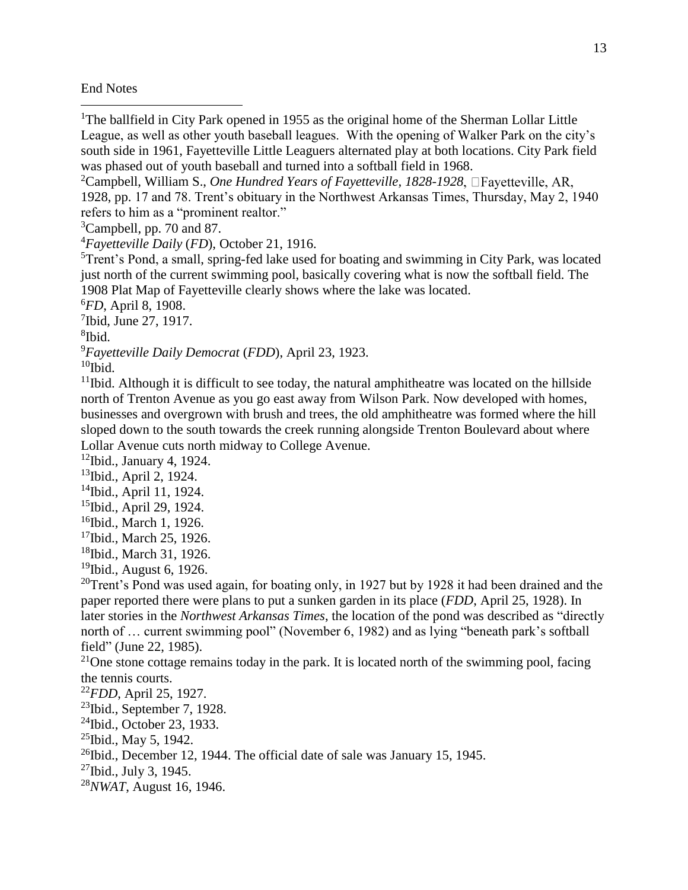End Notes

---

[1]The ballfield in City Park opened in 1955 as the original home of the Sherman Lollar Little League, as well as other youth baseball leagues. With the opening of Walker Park on the city's south side in 1961, Fayetteville Little Leaguers alternated play at both locations. City Park field was phased out of youth baseball and turned into a softball field in 1968.

[2]Campbell, William S., *One Hundred Years of Fayetteville, 1828-1928*, Fayetteville, AR, 1928, pp. 17 and 78. Trent's obituary in the Northwest Arkansas Times, Thursday, May 2, 1940 refers to him as a "prominent realtor."

[3]Campbell, pp. 70 and 87.

[4]*Fayetteville Daily* (*FD*), October 21, 1916.

[5]Trent's Pond, a small, spring-fed lake used for boating and swimming in City Park, was located just north of the current swimming pool, basically covering what is now the softball field. The 1908 Plat Map of Fayetteville clearly shows where the lake was located.

[6]*FD*, April 8, 1908.

[7]Ibid, June 27, 1917.

[8]Ibid.

[9]*Fayetteville Daily Democrat* (*FDD*), April 23, 1923.

[10]Ibid.

[11]Ibid. Although it is difficult to see today, the natural amphitheatre was located on the hillside north of Trenton Avenue as you go east away from Wilson Park. Now developed with homes, businesses and overgrown with brush and trees, the old amphitheatre was formed where the hill sloped down to the south towards the creek running alongside Trenton Boulevard about where Lollar Avenue cuts north midway to College Avenue.

[12]Ibid., January 4, 1924.

[13]Ibid., April 2, 1924.

[14]Ibid., April 11, 1924.

[15]Ibid., April 29, 1924.

[16]Ibid., March 1, 1926.

[17]Ibid., March 25, 1926.

[18]Ibid., March 31, 1926.

[19]Ibid., August 6, 1926.

[20]Trent's Pond was used again, for boating only, in 1927 but by 1928 it had been drained and the paper reported there were plans to put a sunken garden in its place (*FDD*, April 25, 1928). In later stories in the *Northwest Arkansas Times*, the location of the pond was described as "directly north of … current swimming pool" (November 6, 1982) and as lying "beneath park's softball field" (June 22, 1985).

[21]One stone cottage remains today in the park. It is located north of the swimming pool, facing the tennis courts.

[22]*FDD*, April 25, 1927.

[23]Ibid., September 7, 1928.

[24]Ibid., October 23, 1933.

[25]Ibid., May 5, 1942.

[26]Ibid., December 12, 1944. The official date of sale was January 15, 1945.

[27]Ibid., July 3, 1945.

[28]*NWAT*, August 16, 1946.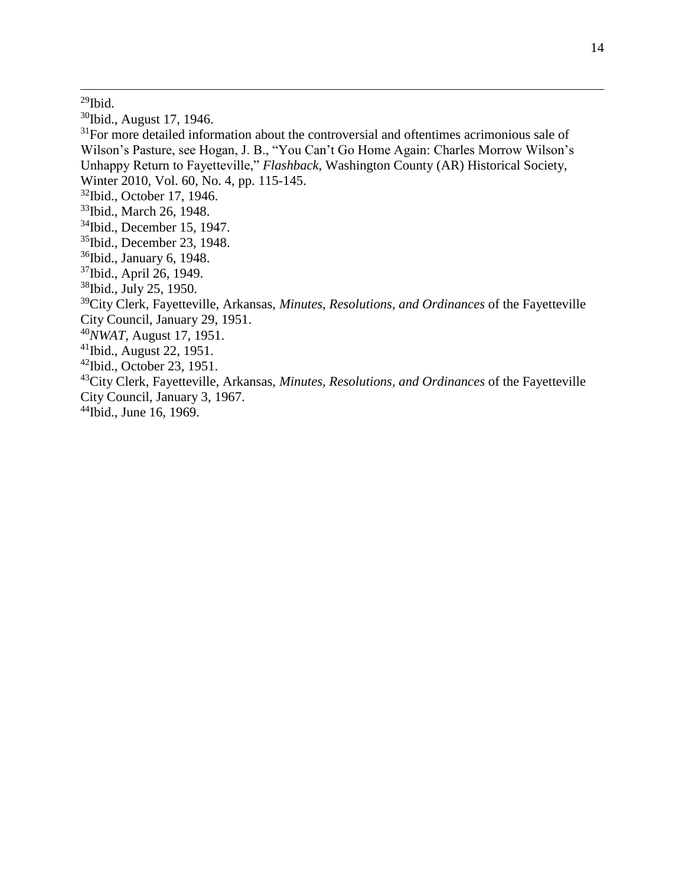[29]Ibid.

[30]Ibid., August 17, 1946.

[31]For more detailed information about the controversial and oftentimes acrimonious sale of Wilson's Pasture, see Hogan, J. B., "You Can't Go Home Again: Charles Morrow Wilson's Unhappy Return to Fayetteville," *Flashback*, Washington County (AR) Historical Society, Winter 2010, Vol. 60, No. 4, pp. 115-145.

[32]Ibid., October 17, 1946.

[33]Ibid., March 26, 1948.

[34]Ibid., December 15, 1947.

[35]Ibid., December 23, 1948.

[36]Ibid., January 6, 1948.

[37]Ibid., April 26, 1949.

[38]Ibid., July 25, 1950.

[39]City Clerk, Fayetteville, Arkansas, *Minutes, Resolutions, and Ordinances* of the Fayetteville City Council, January 29, 1951.

[40]*NWAT*, August 17, 1951.

[41]Ibid., August 22, 1951.

[42]Ibid., October 23, 1951.

[43]City Clerk, Fayetteville, Arkansas, *Minutes, Resolutions, and Ordinances* of the Fayetteville City Council, January 3, 1967.

[44]Ibid., June 16, 1969.